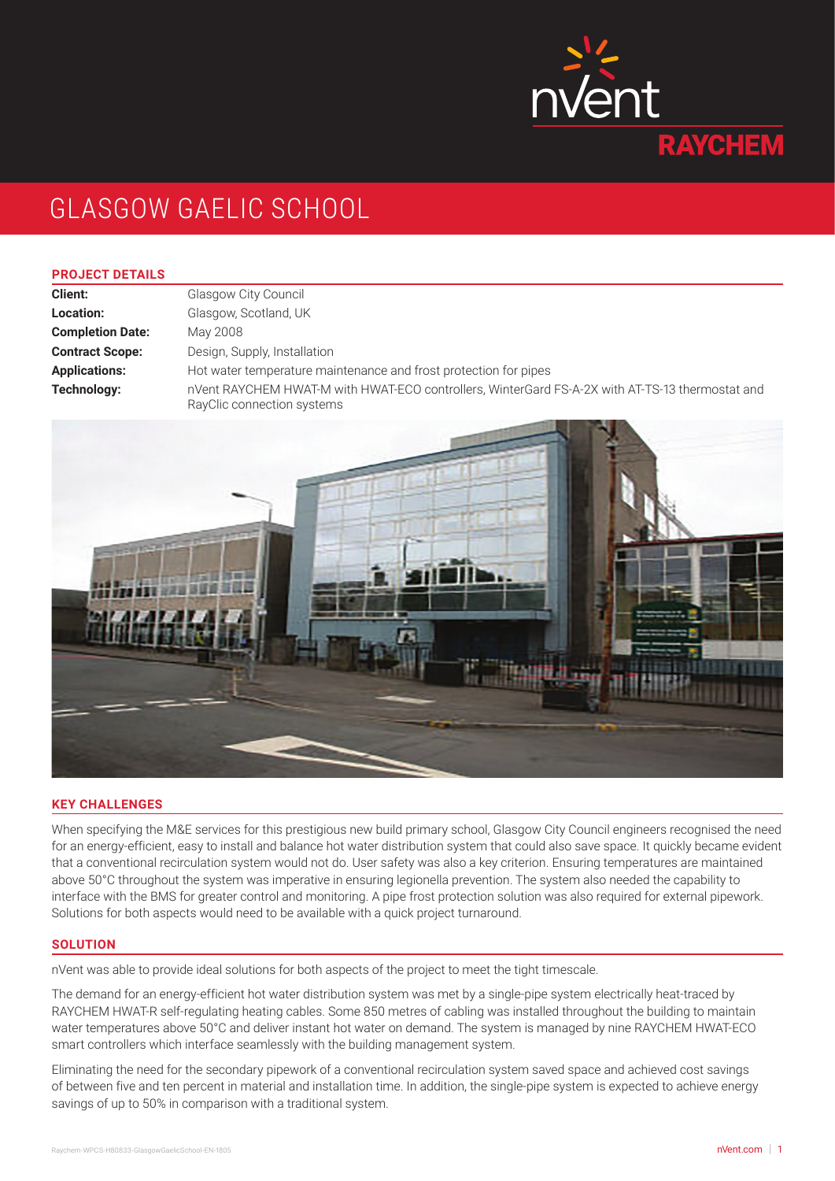# GLASGOW GAELIC SCHOOL

## PROJECT DETAILS

| | |
|---|---|
| **Client:** | Glasgow City Council |
| **Location:** | Glasgow, Scotland, UK |
| **Completion Date:** | May 2008 |
| **Contract Scope:** | Design, Supply, Installation |
| **Applications:** | Hot water temperature maintenance and frost protection for pipes |
| **Technology:** | nVent RAYCHEM HWAT-M with HWAT-ECO controllers, WinterGard FS-A-2X with AT-TS-13 thermostat and RayClic connection systems |

## KEY CHALLENGES

When specifying the M&E services for this prestigious new build primary school, Glasgow City Council engineers recognised the need for an energy-efficient, easy to install and balance hot water distribution system that could also save space. It quickly became evident that a conventional recirculation system would not do. User safety was also a key criterion. Ensuring temperatures are maintained above 50°C throughout the system was imperative in ensuring legionella prevention. The system also needed the capability to interface with the BMS for greater control and monitoring. A pipe frost protection solution was also required for external pipework. Solutions for both aspects would need to be available with a quick project turnaround.

## SOLUTION

nVent was able to provide ideal solutions for both aspects of the project to meet the tight timescale.

The demand for an energy-efficient hot water distribution system was met by a single-pipe system electrically heat-traced by RAYCHEM HWAT-R self-regulating heating cables. Some 850 metres of cabling was installed throughout the building to maintain water temperatures above 50°C and deliver instant hot water on demand. The system is managed by nine RAYCHEM HWAT-ECO smart controllers which interface seamlessly with the building management system.

Eliminating the need for the secondary pipework of a conventional recirculation system saved space and achieved cost savings of between five and ten percent in material and installation time. In addition, the single-pipe system is expected to achieve energy savings of up to 50% in comparison with a traditional system.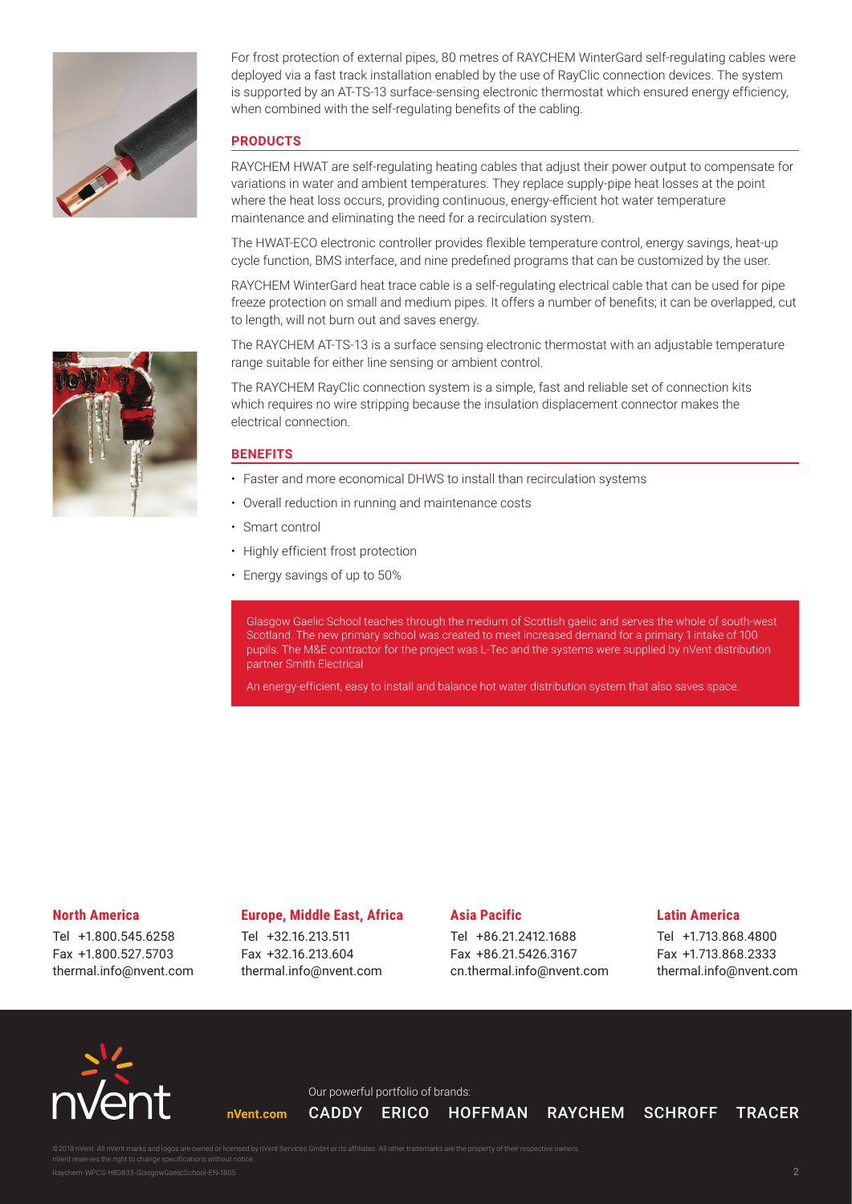For frost protection of external pipes, 80 metres of RAYCHEM WinterGard self-regulating cables were deployed via a fast track installation enabled by the use of RayClic connection devices. The system is supported by an AT-TS-13 surface-sensing electronic thermostat which ensured energy efficiency, when combined with the self-regulating benefits of the cabling.

## PRODUCTS

RAYCHEM HWAT are self-regulating heating cables that adjust their power output to compensate for variations in water and ambient temperatures. They replace supply-pipe heat losses at the point where the heat loss occurs, providing continuous, energy-efficient hot water temperature maintenance and eliminating the need for a recirculation system.

The HWAT-ECO electronic controller provides flexible temperature control, energy savings, heat-up cycle function, BMS interface, and nine predefined programs that can be customized by the user.

RAYCHEM WinterGard heat trace cable is a self-regulating electrical cable that can be used for pipe freeze protection on small and medium pipes. It offers a number of benefits; it can be overlapped, cut to length, will not burn out and saves energy.

The RAYCHEM AT-TS-13 is a surface sensing electronic thermostat with an adjustable temperature range suitable for either line sensing or ambient control.

The RAYCHEM RayClic connection system is a simple, fast and reliable set of connection kits which requires no wire stripping because the insulation displacement connector makes the electrical connection.

## BENEFITS

- Faster and more economical DHWS to install than recirculation systems
- Overall reduction in running and maintenance costs
- Smart control
- Highly efficient frost protection
- Energy savings of up to 50%

Glasgow Gaelic School teaches through the medium of Scottish gaelic and serves the whole of south-west Scotland. The new primary school was created to meet increased demand for a primary 1 intake of 100 pupils. The M&E contractor for the project was L-Tec and the systems were supplied by nVent distribution partner Smith Electrical

An energy-efficient, easy to install and balance hot water distribution system that also saves space.

**North America**
Tel +1.800.545.6258
Fax +1.800.527.5703
thermal.info@nvent.com

**Europe, Middle East, Africa**
Tel +32.16.213.511
Fax +32.16.213.604
thermal.info@nvent.com

**Asia Pacific**
Tel +86.21.2412.1688
Fax +86.21.5426.3167
cn.thermal.info@nvent.com

**Latin America**
Tel +1.713.868.4800
Fax +1.713.868.2333
thermal.info@nvent.com

Our powerful portfolio of brands:

**nVent.com** CADDY ERICO HOFFMAN RAYCHEM SCHROFF TRACER

©2018 nVent. All nVent marks and logos are owned or licensed by nVent Services GmbH or its affiliates. All other trademarks are the property of their respective owners. nVent reserves the right to change specifications without notice.

Raychem-WPCS-H80833-GlasgowGaelicSchool-EN-1805